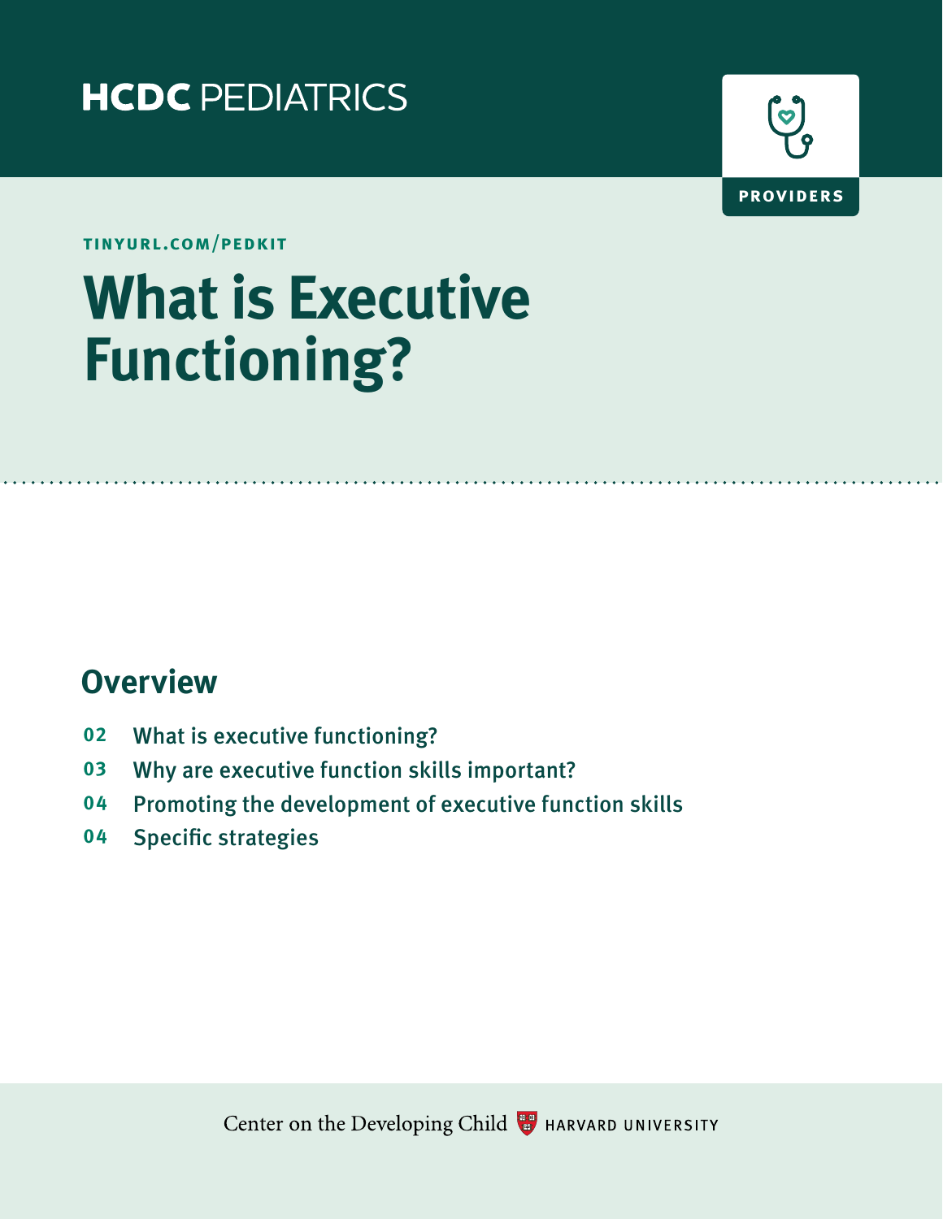HCDC PEDIATRICS

PROVIDERS

TINYURL.COM/PEDKIT

# What is Executive Functioning?

## Overview

- 02 What is executive functioning?
- 03 Why are executive function skills important?
- 04 Promoting the development of executive function skills
- 04 Specific strategies

Center on the Developing Child HARVARD UNIVERSITY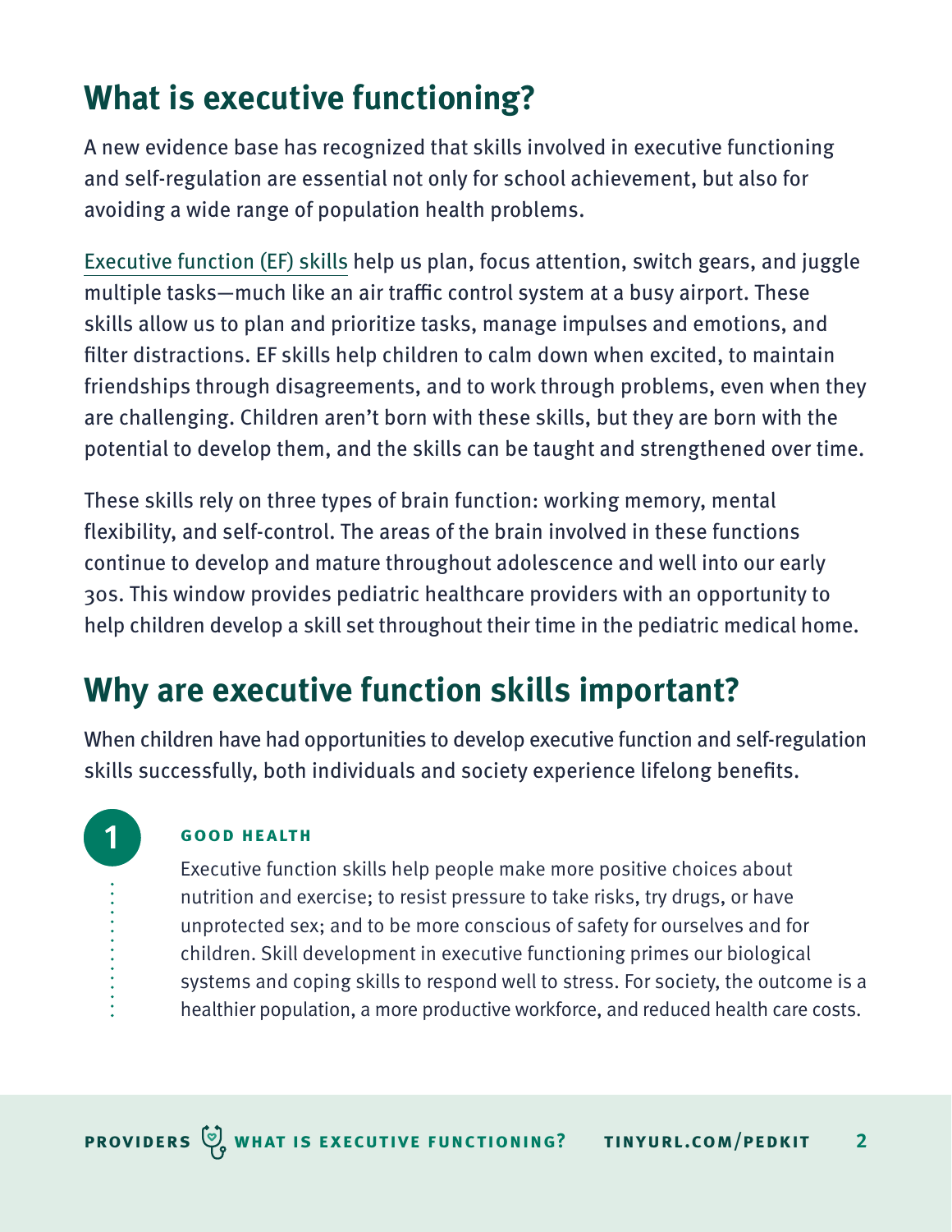## What is executive functioning?

A new evidence base has recognized that skills involved in executive functioning and self-regulation are essential not only for school achievement, but also for avoiding a wide range of population health problems.

Executive function (EF) skills help us plan, focus attention, switch gears, and juggle multiple tasks—much like an air traffic control system at a busy airport. These skills allow us to plan and prioritize tasks, manage impulses and emotions, and filter distractions. EF skills help children to calm down when excited, to maintain friendships through disagreements, and to work through problems, even when they are challenging. Children aren't born with these skills, but they are born with the potential to develop them, and the skills can be taught and strengthened over time.

These skills rely on three types of brain function: working memory, mental flexibility, and self-control. The areas of the brain involved in these functions continue to develop and mature throughout adolescence and well into our early 30s. This window provides pediatric healthcare providers with an opportunity to help children develop a skill set throughout their time in the pediatric medical home.

## Why are executive function skills important?

When children have had opportunities to develop executive function and self-regulation skills successfully, both individuals and society experience lifelong benefits.

**1**

**GOOD HEALTH**

Executive function skills help people make more positive choices about nutrition and exercise; to resist pressure to take risks, try drugs, or have unprotected sex; and to be more conscious of safety for ourselves and for children. Skill development in executive functioning primes our biological systems and coping skills to respond well to stress. For society, the outcome is a healthier population, a more productive workforce, and reduced health care costs.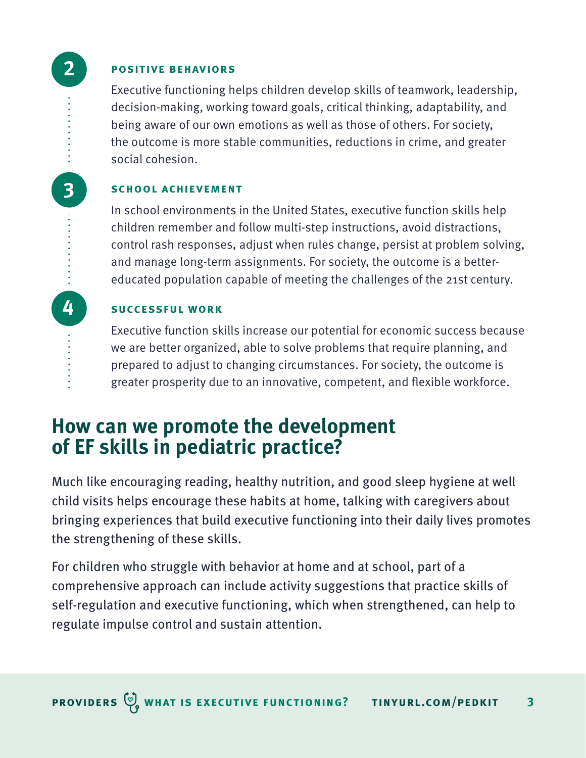**2**

### POSITIVE BEHAVIORS

Executive functioning helps children develop skills of teamwork, leadership, decision-making, working toward goals, critical thinking, adaptability, and being aware of our own emotions as well as those of others. For society, the outcome is more stable communities, reductions in crime, and greater social cohesion.

**3**

### SCHOOL ACHIEVEMENT

In school environments in the United States, executive function skills help children remember and follow multi-step instructions, avoid distractions, control rash responses, adjust when rules change, persist at problem solving, and manage long-term assignments. For society, the outcome is a better-educated population capable of meeting the challenges of the 21st century.

**4**

### SUCCESSFUL WORK

Executive function skills increase our potential for economic success because we are better organized, able to solve problems that require planning, and prepared to adjust to changing circumstances. For society, the outcome is greater prosperity due to an innovative, competent, and flexible workforce.

## How can we promote the development of EF skills in pediatric practice?

Much like encouraging reading, healthy nutrition, and good sleep hygiene at well child visits helps encourage these habits at home, talking with caregivers about bringing experiences that build executive functioning into their daily lives promotes the strengthening of these skills.

For children who struggle with behavior at home and at school, part of a comprehensive approach can include activity suggestions that practice skills of self-regulation and executive functioning, which when strengthened, can help to regulate impulse control and sustain attention.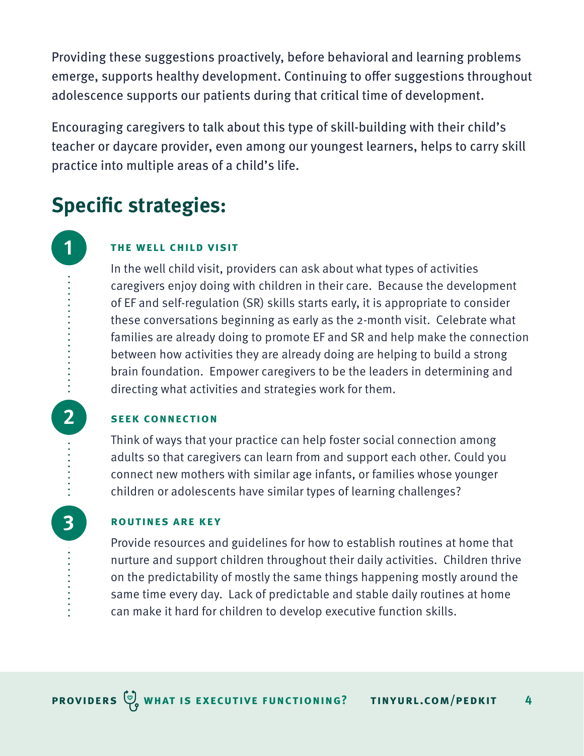Providing these suggestions proactively, before behavioral and learning problems emerge, supports healthy development. Continuing to offer suggestions throughout adolescence supports our patients during that critical time of development.

Encouraging caregivers to talk about this type of skill-building with their child's teacher or daycare provider, even among our youngest learners, helps to carry skill practice into multiple areas of a child's life.

## Specific strategies:

1. **THE WELL CHILD VISIT**

   In the well child visit, providers can ask about what types of activities caregivers enjoy doing with children in their care. Because the development of EF and self-regulation (SR) skills starts early, it is appropriate to consider these conversations beginning as early as the 2-month visit. Celebrate what families are already doing to promote EF and SR and help make the connection between how activities they are already doing are helping to build a strong brain foundation. Empower caregivers to be the leaders in determining and directing what activities and strategies work for them.

2. **SEEK CONNECTION**

   Think of ways that your practice can help foster social connection among adults so that caregivers can learn from and support each other. Could you connect new mothers with similar age infants, or families whose younger children or adolescents have similar types of learning challenges?

3. **ROUTINES ARE KEY**

   Provide resources and guidelines for how to establish routines at home that nurture and support children throughout their daily activities. Children thrive on the predictability of mostly the same things happening mostly around the same time every day. Lack of predictable and stable daily routines at home can make it hard for children to develop executive function skills.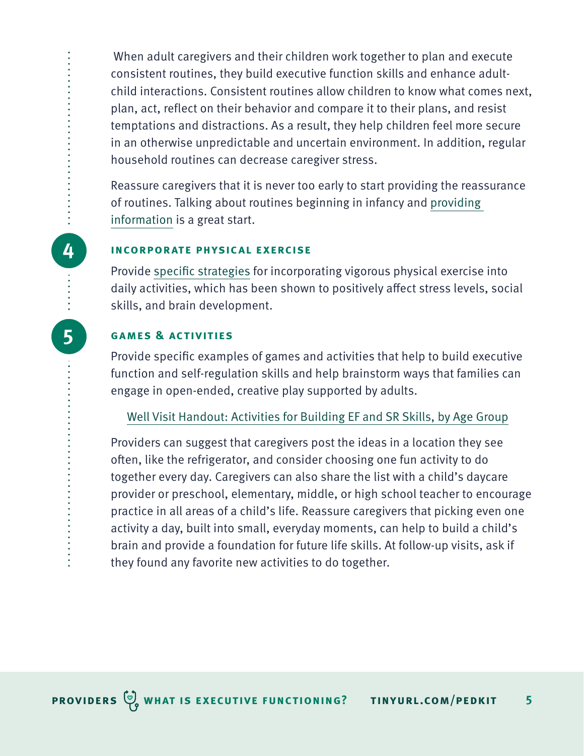When adult caregivers and their children work together to plan and execute consistent routines, they build executive function skills and enhance adult-child interactions. Consistent routines allow children to know what comes next, plan, act, reflect on their behavior and compare it to their plans, and resist temptations and distractions. As a result, they help children feel more secure in an otherwise unpredictable and uncertain environment. In addition, regular household routines can decrease caregiver stress.

Reassure caregivers that it is never too early to start providing the reassurance of routines. Talking about routines beginning in infancy and providing information is a great start.

## 4 INCORPORATE PHYSICAL EXERCISE

Provide specific strategies for incorporating vigorous physical exercise into daily activities, which has been shown to positively affect stress levels, social skills, and brain development.

## 5 GAMES & ACTIVITIES

Provide specific examples of games and activities that help to build executive function and self-regulation skills and help brainstorm ways that families can engage in open-ended, creative play supported by adults.

Well Visit Handout: Activities for Building EF and SR Skills, by Age Group

Providers can suggest that caregivers post the ideas in a location they see often, like the refrigerator, and consider choosing one fun activity to do together every day. Caregivers can also share the list with a child's daycare provider or preschool, elementary, middle, or high school teacher to encourage practice in all areas of a child's life. Reassure caregivers that picking even one activity a day, built into small, everyday moments, can help to build a child's brain and provide a foundation for future life skills. At follow-up visits, ask if they found any favorite new activities to do together.